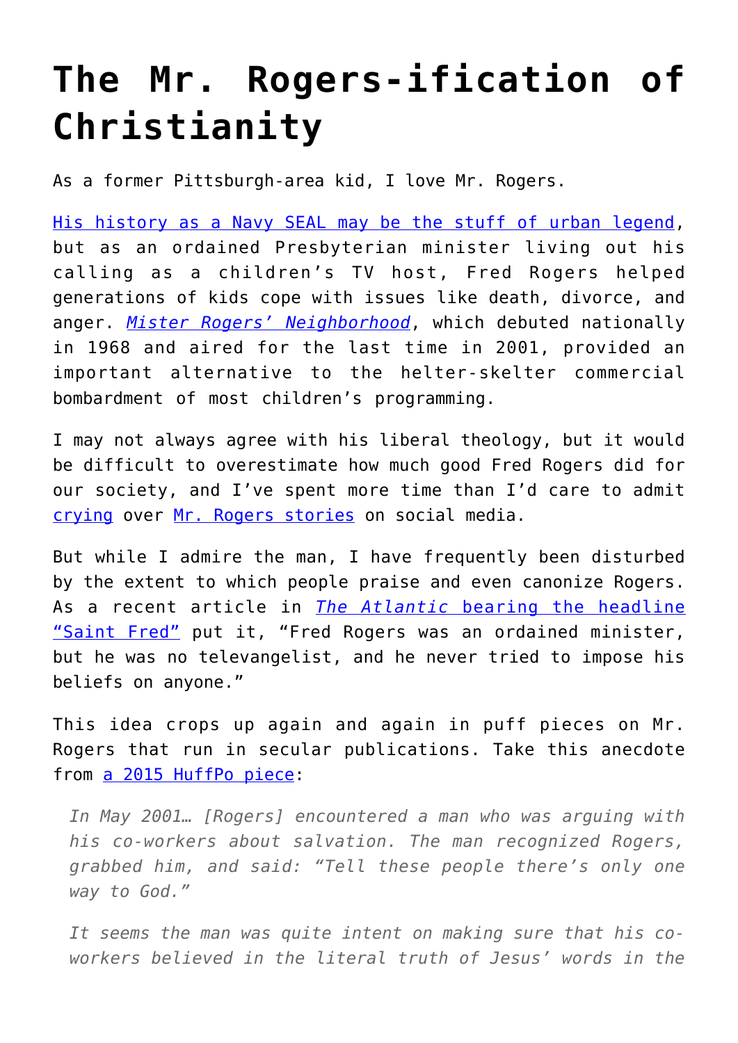# The Mr. Rogers-ification of Christianity

As a former Pittsburgh-area kid, I love Mr. Rogers.

His history as a Navy SEAL may be the stuff of urban legend, but as an ordained Presbyterian minister living out his calling as a children's TV host, Fred Rogers helped generations of kids cope with issues like death, divorce, and anger. *Mister Rogers' Neighborhood*, which debuted nationally in 1968 and aired for the last time in 2001, provided an important alternative to the helter-skelter commercial bombardment of most children's programming.

I may not always agree with his liberal theology, but it would be difficult to overestimate how much good Fred Rogers did for our society, and I've spent more time than I'd care to admit crying over Mr. Rogers stories on social media.

But while I admire the man, I have frequently been disturbed by the extent to which people praise and even canonize Rogers. As a recent article in *The Atlantic* bearing the headline "Saint Fred" put it, "Fred Rogers was an ordained minister, but he was no televangelist, and he never tried to impose his beliefs on anyone."

This idea crops up again and again in puff pieces on Mr. Rogers that run in secular publications. Take this anecdote from a 2015 HuffPo piece:

> *In May 2001… [Rogers] encountered a man who was arguing with his co-workers about salvation. The man recognized Rogers, grabbed him, and said: "Tell these people there's only one way to God."*
>
> *It seems the man was quite intent on making sure that his co-workers believed in the literal truth of Jesus' words in the*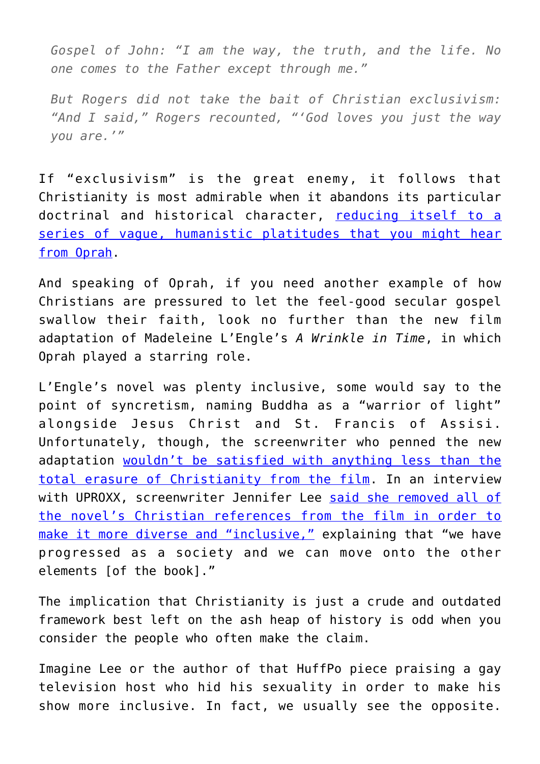> *Gospel of John: "I am the way, the truth, and the life. No one comes to the Father except through me."*
>
> *But Rogers did not take the bait of Christian exclusivism: "And I said," Rogers recounted, "'God loves you just the way you are.'"*

If "exclusivism" is the great enemy, it follows that Christianity is most admirable when it abandons its particular doctrinal and historical character, reducing itself to a series of vague, humanistic platitudes that you might hear from Oprah.

And speaking of Oprah, if you need another example of how Christians are pressured to let the feel-good secular gospel swallow their faith, look no further than the new film adaptation of Madeleine L'Engle's *A Wrinkle in Time*, in which Oprah played a starring role.

L'Engle's novel was plenty inclusive, some would say to the point of syncretism, naming Buddha as a "warrior of light" alongside Jesus Christ and St. Francis of Assisi. Unfortunately, though, the screenwriter who penned the new adaptation wouldn't be satisfied with anything less than the total erasure of Christianity from the film. In an interview with UPROXX, screenwriter Jennifer Lee said she removed all of the novel's Christian references from the film in order to make it more diverse and "inclusive," explaining that "we have progressed as a society and we can move onto the other elements [of the book]."

The implication that Christianity is just a crude and outdated framework best left on the ash heap of history is odd when you consider the people who often make the claim.

Imagine Lee or the author of that HuffPo piece praising a gay television host who hid his sexuality in order to make his show more inclusive. In fact, we usually see the opposite.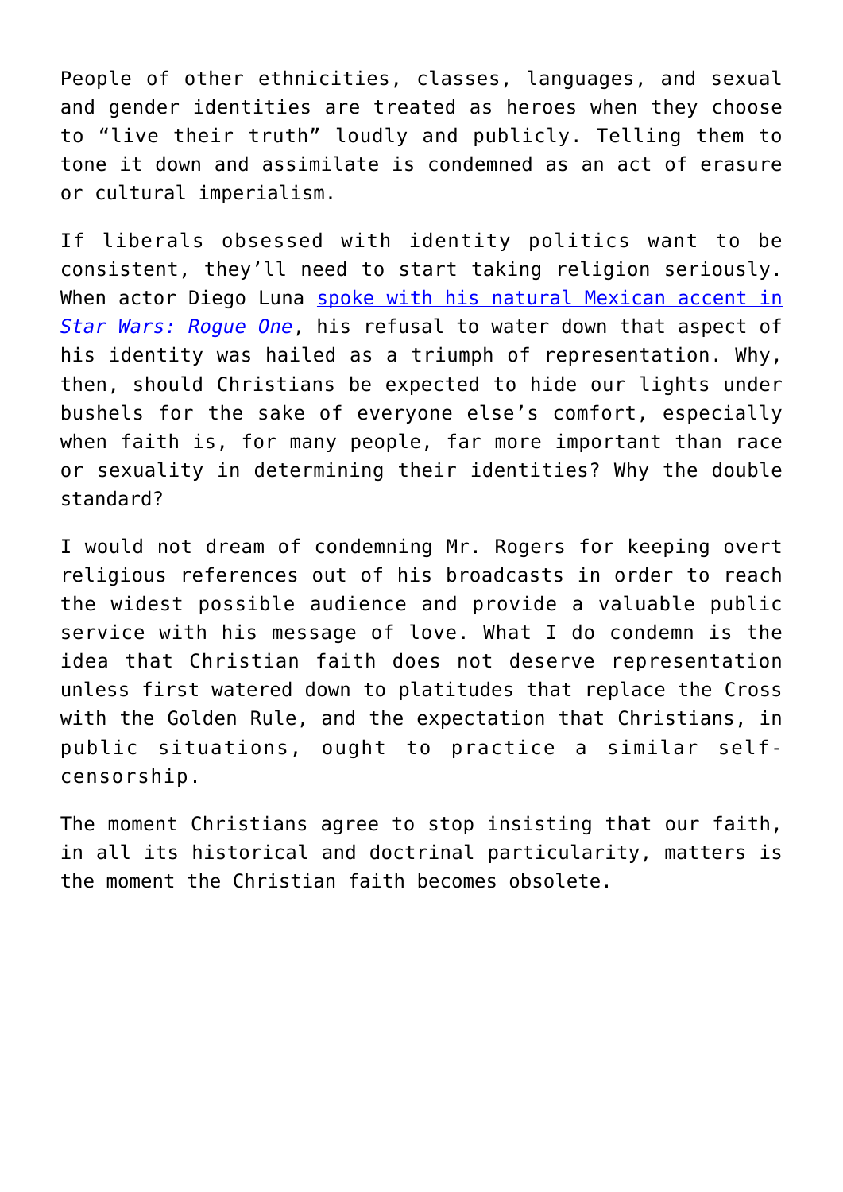People of other ethnicities, classes, languages, and sexual and gender identities are treated as heroes when they choose to "live their truth" loudly and publicly. Telling them to tone it down and assimilate is condemned as an act of erasure or cultural imperialism.

If liberals obsessed with identity politics want to be consistent, they'll need to start taking religion seriously. When actor Diego Luna spoke with his natural Mexican accent in *Star Wars: Rogue One*, his refusal to water down that aspect of his identity was hailed as a triumph of representation. Why, then, should Christians be expected to hide our lights under bushels for the sake of everyone else's comfort, especially when faith is, for many people, far more important than race or sexuality in determining their identities? Why the double standard?

I would not dream of condemning Mr. Rogers for keeping overt religious references out of his broadcasts in order to reach the widest possible audience and provide a valuable public service with his message of love. What I do condemn is the idea that Christian faith does not deserve representation unless first watered down to platitudes that replace the Cross with the Golden Rule, and the expectation that Christians, in public situations, ought to practice a similar self-censorship.

The moment Christians agree to stop insisting that our faith, in all its historical and doctrinal particularity, matters is the moment the Christian faith becomes obsolete.